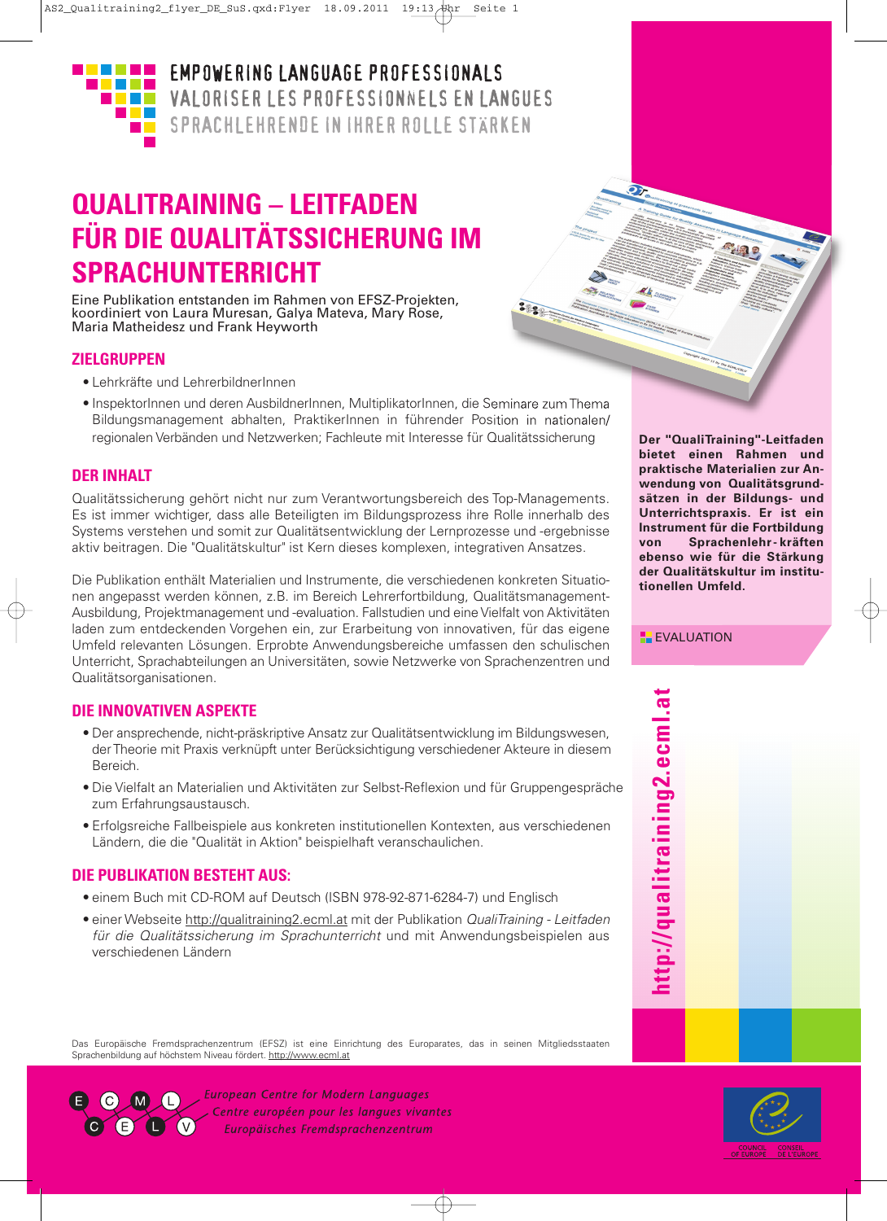EMPOWERING LANGUAGE PROFESSIONALS
VALORISER LES PROFESSIONNELS EN LANGUES
SPRACHLEHRENDE IN IHRER ROLLE STÄRKEN

# QUALITRAINING – LEITFADEN FÜR DIE QUALITÄTSSICHERUNG IM SPRACHUNTERRICHT

Eine Publikation entstanden im Rahmen von EFSZ-Projekten, koordiniert von Laura Muresan, Galya Mateva, Mary Rose, Maria Matheidesz und Frank Heyworth

## ZIELGRUPPEN

- Lehrkräfte und LehrerbildnerInnen
- InspektorInnen und deren AusbildnerInnen, MultiplikatorInnen, die Seminare zum Thema Bildungsmanagement abhalten, PraktikerInnen in führender Position in nationalen/regionalen Verbänden und Netzwerken; Fachleute mit Interesse für Qualitätssicherung

## DER INHALT

Qualitätssicherung gehört nicht nur zum Verantwortungsbereich des Top-Managements. Es ist immer wichtiger, dass alle Beteiligten im Bildungsprozess ihre Rolle innerhalb des Systems verstehen und somit zur Qualitätsentwicklung der Lernprozesse und -ergebnisse aktiv beitragen. Die "Qualitätskultur" ist Kern dieses komplexen, integrativen Ansatzes.

Die Publikation enthält Materialien und Instrumente, die verschiedenen konkreten Situationen angepasst werden können, z.B. im Bereich Lehrerfortbildung, Qualitätsmanagement-Ausbildung, Projektmanagement und -evaluation. Fallstudien und eine Vielfalt von Aktivitäten laden zum entdeckenden Vorgehen ein, zur Erarbeitung von innovativen, für das eigene Umfeld relevanten Lösungen. Erprobte Anwendungsbereiche umfassen den schulischen Unterricht, Sprachabteilungen an Universitäten, sowie Netzwerke von Sprachenzentren und Qualitätsorganisationen.

## DIE INNOVATIVEN ASPEKTE

- Der ansprechende, nicht-präskriptive Ansatz zur Qualitätsentwicklung im Bildungswesen, der Theorie mit Praxis verknüpft unter Berücksichtigung verschiedener Akteure in diesem Bereich.
- Die Vielfalt an Materialien und Aktivitäten zur Selbst-Reflexion und für Gruppengespräche zum Erfahrungsaustausch.
- Erfolgsreiche Fallbeispiele aus konkreten institutionellen Kontexten, aus verschiedenen Ländern, die die "Qualität in Aktion" beispielhaft veranschaulichen.

## DIE PUBLIKATION BESTEHT AUS:

- einem Buch mit CD-ROM auf Deutsch (ISBN 978-92-871-6284-7) und Englisch
- einer Webseite http://qualitraining2.ecml.at mit der Publikation *QualiTraining - Leitfaden für die Qualitätssicherung im Sprachunterricht* und mit Anwendungsbeispielen aus verschiedenen Ländern

**Der "QualiTraining"-Leitfaden bietet einen Rahmen und praktische Materialien zur Anwendung von Qualitätsgrundsätzen in der Bildungs- und Unterrichtspraxis. Er ist ein Instrument für die Fortbildung von Sprachenlehr-kräften ebenso wie für die Stärkung der Qualitätskultur im institutionellen Umfeld.**

EVALUATION

http://qualitraining2.ecml.at

Das Europäische Fremdsprachenzentrum (EFSZ) ist eine Einrichtung des Europarates, das in seinen Mitgliedsstaaten Sprachenbildung auf höchstem Niveau fördert. http://www.ecml.at

European Centre for Modern Languages
Centre européen pour les langues vivantes
Europäisches Fremdsprachenzentrum

COUNCIL OF EUROPE — CONSEIL DE L'EUROPE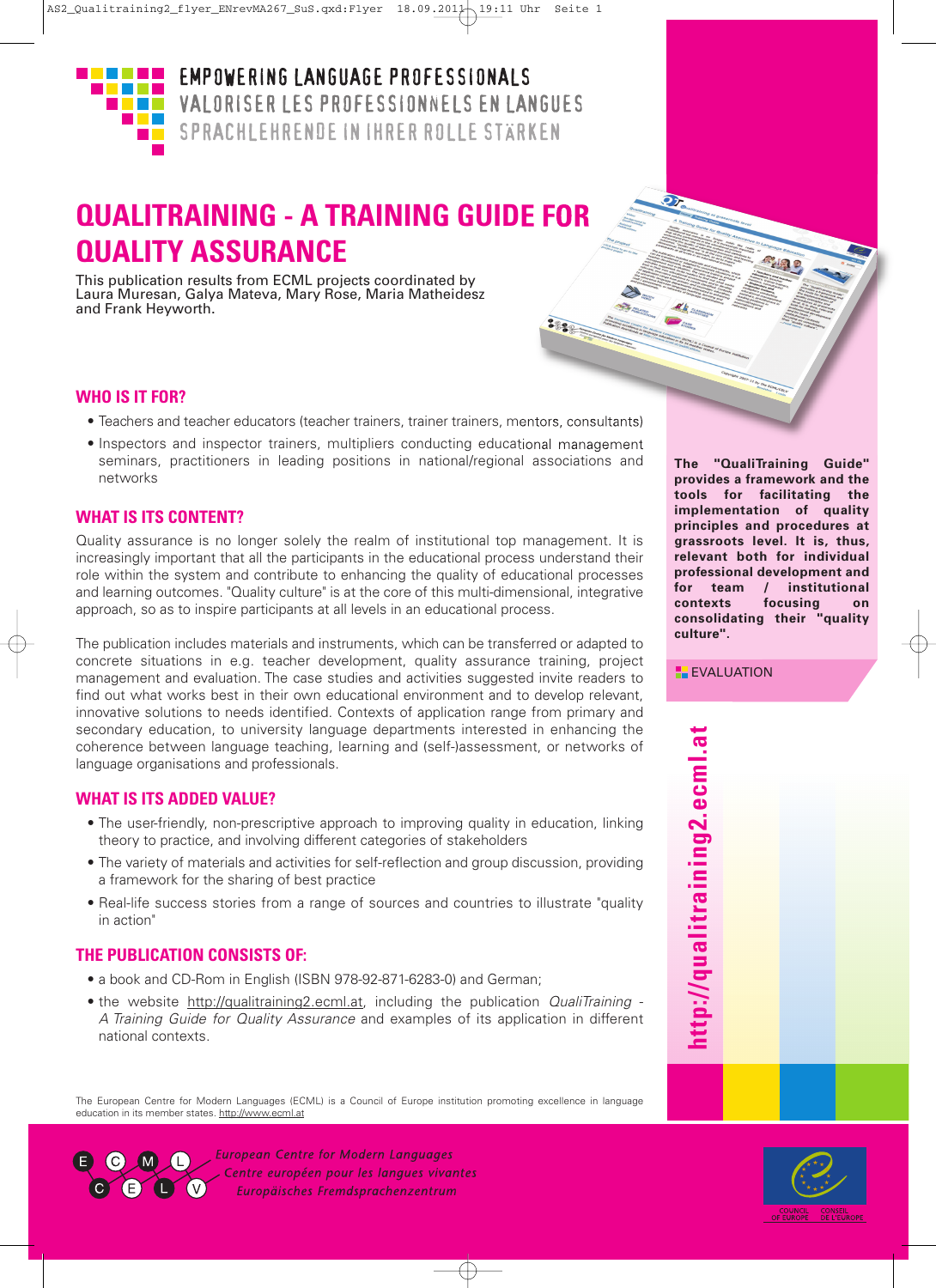EMPOWERING LANGUAGE PROFESSIONALS
VALORISER LES PROFESSIONNELS EN LANGUES
SPRACHLEHRENDE IN IHRER ROLLE STÄRKEN

# QUALITRAINING - A TRAINING GUIDE FOR QUALITY ASSURANCE

This publication results from ECML projects coordinated by Laura Muresan, Galya Mateva, Mary Rose, Maria Matheidesz and Frank Heyworth.

## WHO IS IT FOR?

- Teachers and teacher educators (teacher trainers, trainer trainers, mentors, consultants)
- Inspectors and inspector trainers, multipliers conducting educational management seminars, practitioners in leading positions in national/regional associations and networks

## WHAT IS ITS CONTENT?

Quality assurance is no longer solely the realm of institutional top management. It is increasingly important that all the participants in the educational process understand their role within the system and contribute to enhancing the quality of educational processes and learning outcomes. "Quality culture" is at the core of this multi-dimensional, integrative approach, so as to inspire participants at all levels in an educational process.

The publication includes materials and instruments, which can be transferred or adapted to concrete situations in e.g. teacher development, quality assurance training, project management and evaluation. The case studies and activities suggested invite readers to find out what works best in their own educational environment and to develop relevant, innovative solutions to needs identified. Contexts of application range from primary and secondary education, to university language departments interested in enhancing the coherence between language teaching, learning and (self-)assessment, or networks of language organisations and professionals.

## WHAT IS ITS ADDED VALUE?

- The user-friendly, non-prescriptive approach to improving quality in education, linking theory to practice, and involving different categories of stakeholders
- The variety of materials and activities for self-reflection and group discussion, providing a framework for the sharing of best practice
- Real-life success stories from a range of sources and countries to illustrate "quality in action"

## THE PUBLICATION CONSISTS OF:

- a book and CD-Rom in English (ISBN 978-92-871-6283-0) and German;
- the website http://qualitraining2.ecml.at, including the publication *QualiTraining - A Training Guide for Quality Assurance* and examples of its application in different national contexts.

**The "QualiTraining Guide" provides a framework and the tools for facilitating the implementation of quality principles and procedures at grassroots level. It is, thus, relevant both for individual professional development and for team / institutional contexts focusing on consolidating their "quality culture".**

EVALUATION

**http://qualitraining2.ecml.at**

The European Centre for Modern Languages (ECML) is a Council of Europe institution promoting excellence in language education in its member states. http://www.ecml.at

European Centre for Modern Languages
Centre européen pour les langues vivantes
Europäisches Fremdsprachenzentrum

COUNCIL OF EUROPE — CONSEIL DE L'EUROPE